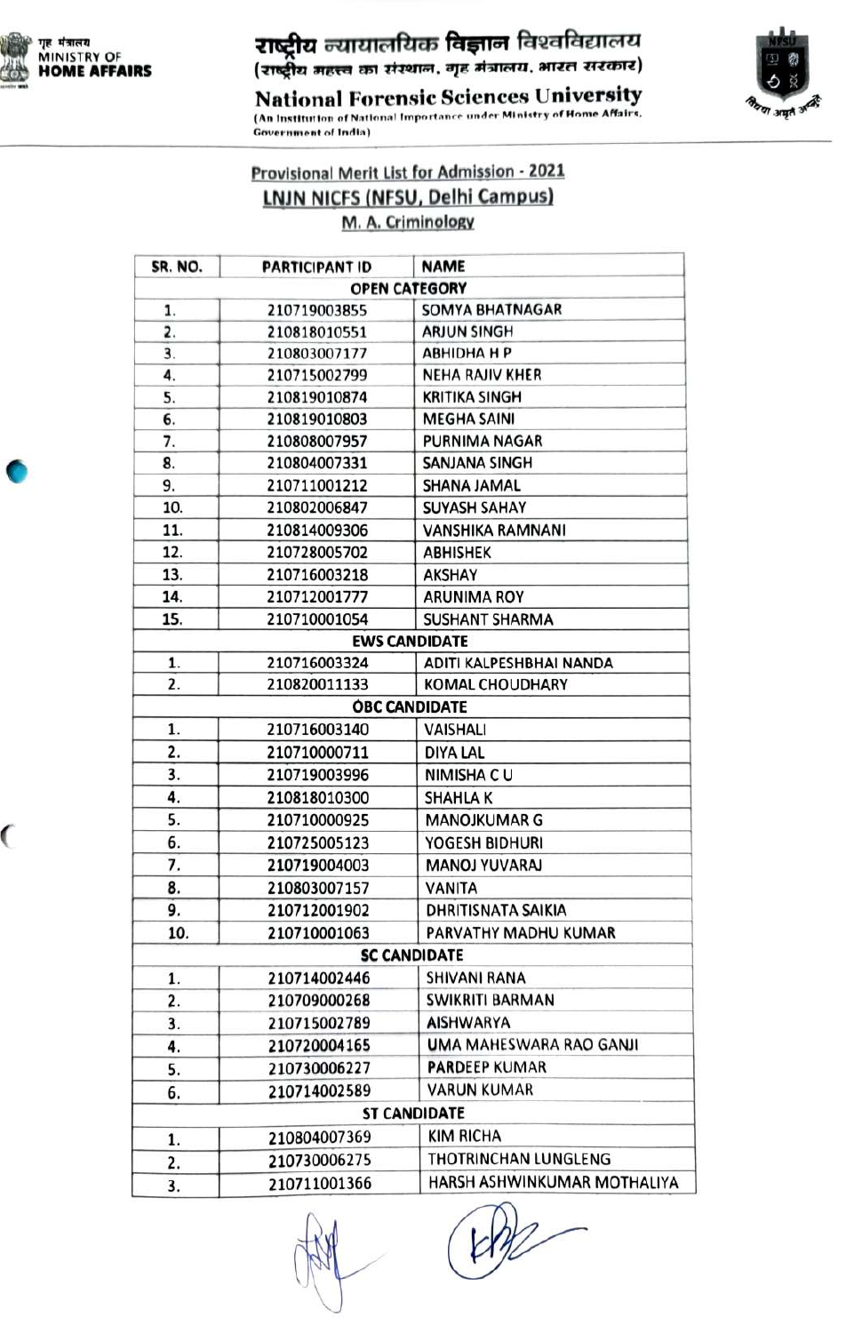गृह मंत्रालय
MINISTRY OF
**HOME AFFAIRS**

# राष्ट्रीय न्यायालयिक विज्ञान विश्वविद्यालय
(राष्ट्रीय महत्त्व का संस्थान, गृह मंत्रालय, भारत सरकार)

# National Forensic Sciences University
(An Institution of National Importance under Ministry of Home Affairs, Government of India)

## Provisional Merit List for Admission - 2021
## LNJN NICFS (NFSU, Delhi Campus)
### M. A. Criminology

| SR. NO. | PARTICIPANT ID | NAME |
|---|---|---|
| **OPEN CATEGORY** | | |
| 1. | 210719003855 | SOMYA BHATNAGAR |
| 2. | 210818010551 | ARJUN SINGH |
| 3. | 210803007177 | ABHIDHA H P |
| 4. | 210715002799 | NEHA RAJIV KHER |
| 5. | 210819010874 | KRITIKA SINGH |
| 6. | 210819010803 | MEGHA SAINI |
| 7. | 210808007957 | PURNIMA NAGAR |
| 8. | 210804007331 | SANJANA SINGH |
| 9. | 210711001212 | SHANA JAMAL |
| 10. | 210802006847 | SUYASH SAHAY |
| 11. | 210814009306 | VANSHIKA RAMNANI |
| 12. | 210728005702 | ABHISHEK |
| 13. | 210716003218 | AKSHAY |
| 14. | 210712001777 | ARUNIMA ROY |
| 15. | 210710001054 | SUSHANT SHARMA |
| **EWS CANDIDATE** | | |
| 1. | 210716003324 | ADITI KALPESHBHAI NANDA |
| 2. | 210820011133 | KOMAL CHOUDHARY |
| **OBC CANDIDATE** | | |
| 1. | 210716003140 | VAISHALI |
| 2. | 210710000711 | DIYA LAL |
| 3. | 210719003996 | NIMISHA C U |
| 4. | 210818010300 | SHAHLA K |
| 5. | 210710000925 | MANOJKUMAR G |
| 6. | 210725005123 | YOGESH BIDHURI |
| 7. | 210719004003 | MANOJ YUVARAJ |
| 8. | 210803007157 | VANITA |
| 9. | 210712001902 | DHRITISNATA SAIKIA |
| 10. | 210710001063 | PARVATHY MADHU KUMAR |
| **SC CANDIDATE** | | |
| 1. | 210714002446 | SHIVANI RANA |
| 2. | 210709000268 | SWIKRITI BARMAN |
| 3. | 210715002789 | AISHWARYA |
| 4. | 210720004165 | UMA MAHESWARA RAO GANJI |
| 5. | 210730006227 | PARDEEP KUMAR |
| 6. | 210714002589 | VARUN KUMAR |
| **ST CANDIDATE** | | |
| 1. | 210804007369 | KIM RICHA |
| 2. | 210730006275 | THOTRINCHAN LUNGLENG |
| 3. | 210711001366 | HARSH ASHWINKUMAR MOTHALIYA |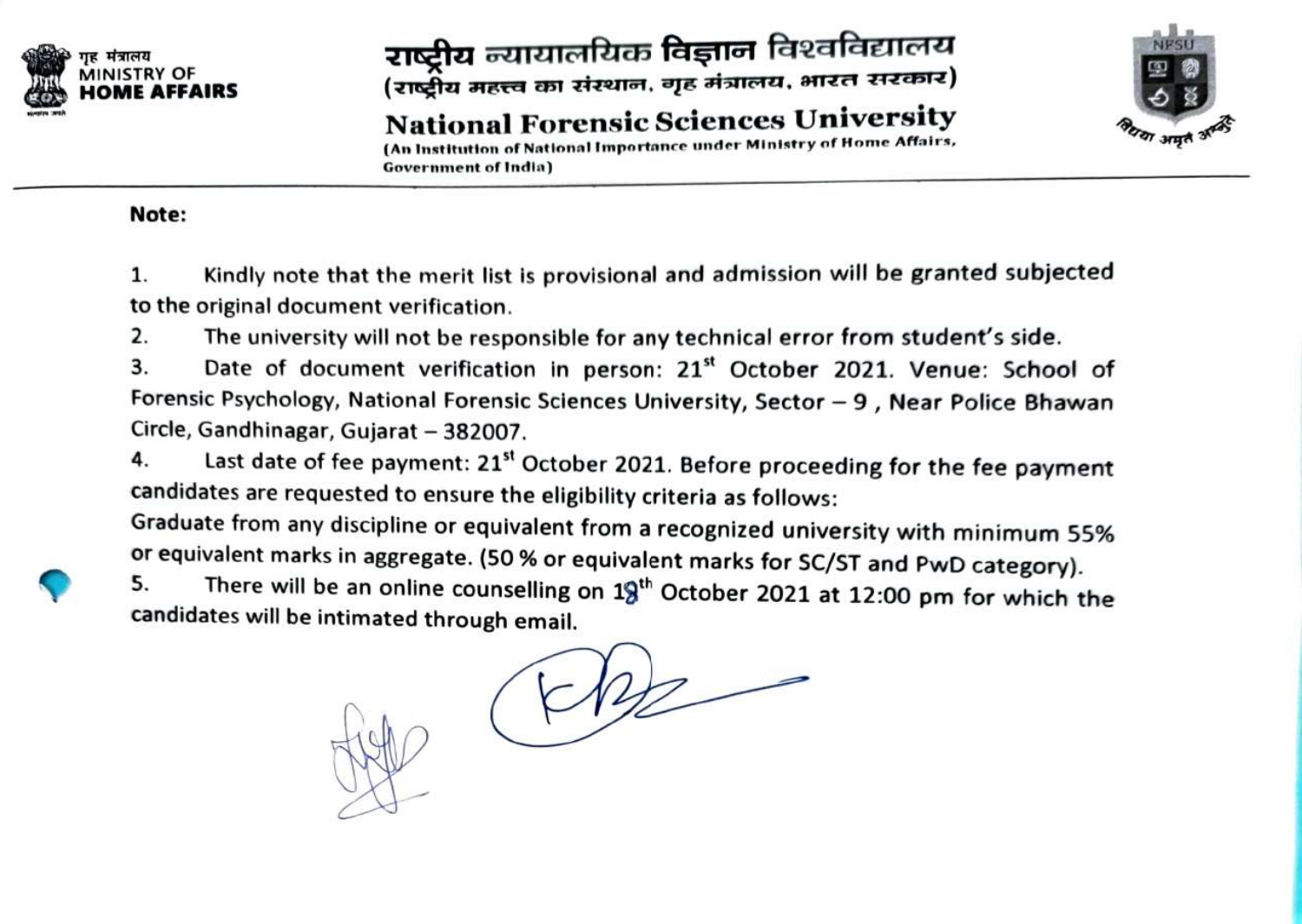गृह मंत्रालय
MINISTRY OF
**HOME AFFAIRS**

# राष्ट्रीय न्यायालयिक विज्ञान विश्वविद्यालय

(राष्ट्रीय महत्त्व का संस्थान, गृह मंत्रालय, भारत सरकार)

# National Forensic Sciences University

(An Institution of National Importance under Ministry of Home Affairs, Government of India)

**Note:**

1. Kindly note that the merit list is provisional and admission will be granted subjected to the original document verification.
2. The university will not be responsible for any technical error from student's side.
3. Date of document verification in person: 21st October 2021. Venue: School of Forensic Psychology, National Forensic Sciences University, Sector – 9 , Near Police Bhawan Circle, Gandhinagar, Gujarat – 382007.
4. Last date of fee payment: 21st October 2021. Before proceeding for the fee payment candidates are requested to ensure the eligibility criteria as follows:
   Graduate from any discipline or equivalent from a recognized university with minimum 55% or equivalent marks in aggregate. (50 % or equivalent marks for SC/ST and PwD category).
5. There will be an online counselling on 18th October 2021 at 12:00 pm for which the candidates will be intimated through email.